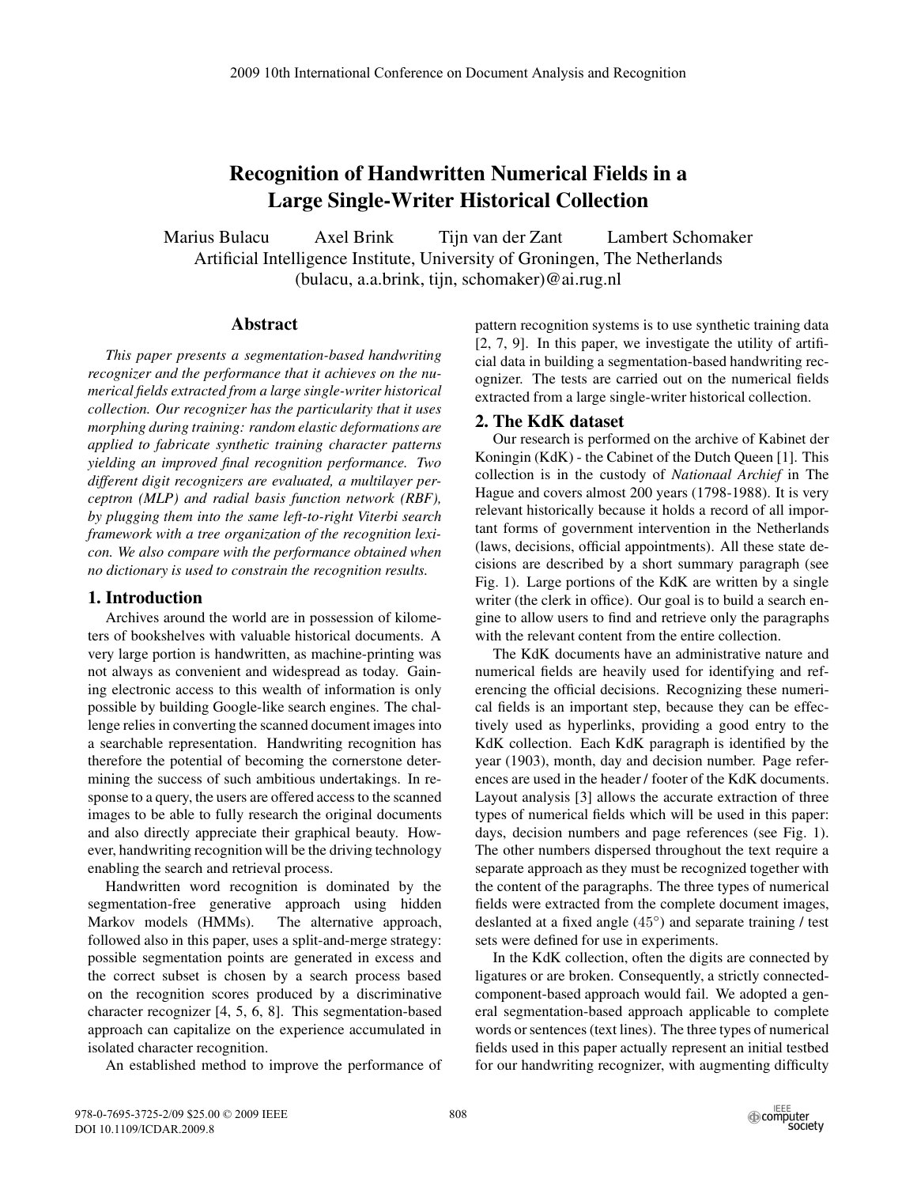# Recognition of Handwritten Numerical Fields in a Large Single-Writer Historical Collection

Marius Bulacu Axel Brink Tijn van der Zant Lambert Schomaker
Artificial Intelligence Institute, University of Groningen, The Netherlands
(bulacu, a.a.brink, tijn, schomaker)@ai.rug.nl

## Abstract

*This paper presents a segmentation-based handwriting recognizer and the performance that it achieves on the numerical fields extracted from a large single-writer historical collection. Our recognizer has the particularity that it uses morphing during training: random elastic deformations are applied to fabricate synthetic training character patterns yielding an improved final recognition performance. Two different digit recognizers are evaluated, a multilayer perceptron (MLP) and radial basis function network (RBF), by plugging them into the same left-to-right Viterbi search framework with a tree organization of the recognition lexicon. We also compare with the performance obtained when no dictionary is used to constrain the recognition results.*

## 1. Introduction

Archives around the world are in possession of kilometers of bookshelves with valuable historical documents. A very large portion is handwritten, as machine-printing was not always as convenient and widespread as today. Gaining electronic access to this wealth of information is only possible by building Google-like search engines. The challenge relies in converting the scanned document images into a searchable representation. Handwriting recognition has therefore the potential of becoming the cornerstone determining the success of such ambitious undertakings. In response to a query, the users are offered access to the scanned images to be able to fully research the original documents and also directly appreciate their graphical beauty. However, handwriting recognition will be the driving technology enabling the search and retrieval process.

Handwritten word recognition is dominated by the segmentation-free generative approach using hidden Markov models (HMMs). The alternative approach, followed also in this paper, uses a split-and-merge strategy: possible segmentation points are generated in excess and the correct subset is chosen by a search process based on the recognition scores produced by a discriminative character recognizer [4, 5, 6, 8]. This segmentation-based approach can capitalize on the experience accumulated in isolated character recognition.

An established method to improve the performance of pattern recognition systems is to use synthetic training data [2, 7, 9]. In this paper, we investigate the utility of artificial data in building a segmentation-based handwriting recognizer. The tests are carried out on the numerical fields extracted from a large single-writer historical collection.

## 2. The KdK dataset

Our research is performed on the archive of Kabinet der Koningin (KdK) - the Cabinet of the Dutch Queen [1]. This collection is in the custody of *Nationaal Archief* in The Hague and covers almost 200 years (1798-1988). It is very relevant historically because it holds a record of all important forms of government intervention in the Netherlands (laws, decisions, official appointments). All these state decisions are described by a short summary paragraph (see Fig. 1). Large portions of the KdK are written by a single writer (the clerk in office). Our goal is to build a search engine to allow users to find and retrieve only the paragraphs with the relevant content from the entire collection.

The KdK documents have an administrative nature and numerical fields are heavily used for identifying and referencing the official decisions. Recognizing these numerical fields is an important step, because they can be effectively used as hyperlinks, providing a good entry to the KdK collection. Each KdK paragraph is identified by the year (1903), month, day and decision number. Page references are used in the header / footer of the KdK documents. Layout analysis [3] allows the accurate extraction of three types of numerical fields which will be used in this paper: days, decision numbers and page references (see Fig. 1). The other numbers dispersed throughout the text require a separate approach as they must be recognized together with the content of the paragraphs. The three types of numerical fields were extracted from the complete document images, deslanted at a fixed angle ($45°$) and separate training / test sets were defined for use in experiments.

In the KdK collection, often the digits are connected by ligatures or are broken. Consequently, a strictly connected-component-based approach would fail. We adopted a general segmentation-based approach applicable to complete words or sentences (text lines). The three types of numerical fields used in this paper actually represent an initial testbed for our handwriting recognizer, with augmenting difficulty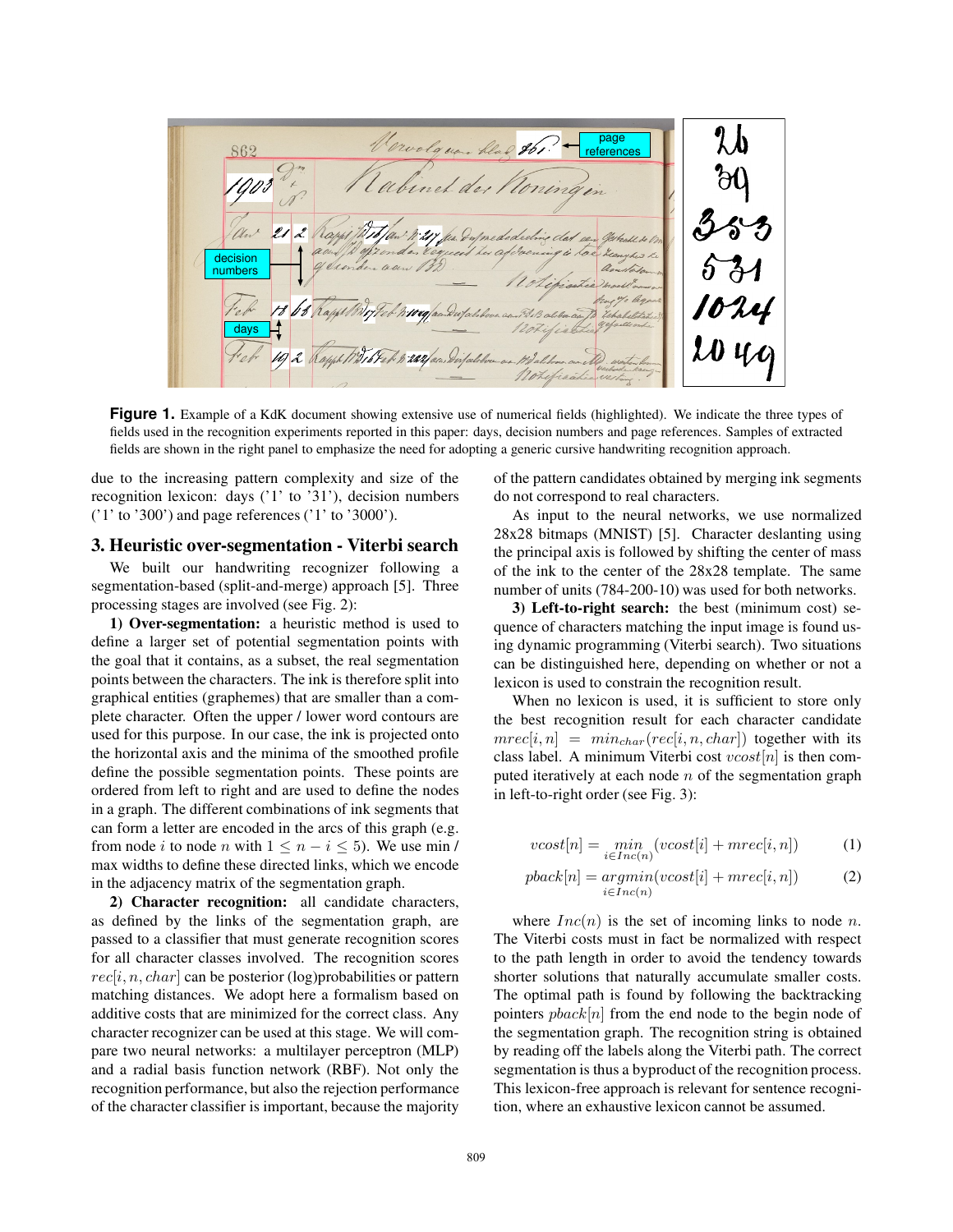**Figure 1.** Example of a KdK document showing extensive use of numerical fields (highlighted). We indicate the three types of fields used in the recognition experiments reported in this paper: days, decision numbers and page references. Samples of extracted fields are shown in the right panel to emphasize the need for adopting a generic cursive handwriting recognition approach.

due to the increasing pattern complexity and size of the recognition lexicon: days ('1' to '31'), decision numbers ('1' to '300') and page references ('1' to '3000').

## 3. Heuristic over-segmentation - Viterbi search

We built our handwriting recognizer following a segmentation-based (split-and-merge) approach [5]. Three processing stages are involved (see Fig. 2):

**1) Over-segmentation:** a heuristic method is used to define a larger set of potential segmentation points with the goal that it contains, as a subset, the real segmentation points between the characters. The ink is therefore split into graphical entities (graphemes) that are smaller than a complete character. Often the upper / lower word contours are used for this purpose. In our case, the ink is projected onto the horizontal axis and the minima of the smoothed profile define the possible segmentation points. These points are ordered from left to right and are used to define the nodes in a graph. The different combinations of ink segments that can form a letter are encoded in the arcs of this graph (e.g. from node $i$ to node $n$ with $1 \leq n - i \leq 5$). We use min / max widths to define these directed links, which we encode in the adjacency matrix of the segmentation graph.

**2) Character recognition:** all candidate characters, as defined by the links of the segmentation graph, are passed to a classifier that must generate recognition scores for all character classes involved. The recognition scores $rec[i, n, char]$ can be posterior (log)probabilities or pattern matching distances. We adopt here a formalism based on additive costs that are minimized for the correct class. Any character recognizer can be used at this stage. We will compare two neural networks: a multilayer perceptron (MLP) and a radial basis function network (RBF). Not only the recognition performance, but also the rejection performance of the character classifier is important, because the majority of the pattern candidates obtained by merging ink segments do not correspond to real characters.

As input to the neural networks, we use normalized 28x28 bitmaps (MNIST) [5]. Character deslanting using the principal axis is followed by shifting the center of mass of the ink to the center of the 28x28 template. The same number of units (784-200-10) was used for both networks.

**3) Left-to-right search:** the best (minimum cost) sequence of characters matching the input image is found using dynamic programming (Viterbi search). Two situations can be distinguished here, depending on whether or not a lexicon is used to constrain the recognition result.

When no lexicon is used, it is sufficient to store only the best recognition result for each character candidate $mrec[i, n] = min_{char}(rec[i, n, char])$ together with its class label. A minimum Viterbi cost $vcost[n]$ is then computed iteratively at each node $n$ of the segmentation graph in left-to-right order (see Fig. 3):

$$vcost[n] = \min_{i \in Inc(n)} (vcost[i] + mrec[i, n]) \tag{1}$$

$$pback[n] = \underset{i \in Inc(n)}{argmin} (vcost[i] + mrec[i, n]) \tag{2}$$

where $Inc(n)$ is the set of incoming links to node $n$. The Viterbi costs must in fact be normalized with respect to the path length in order to avoid the tendency towards shorter solutions that naturally accumulate smaller costs. The optimal path is found by following the backtracking pointers $pback[n]$ from the end node to the begin node of the segmentation graph. The recognition string is obtained by reading off the labels along the Viterbi path. The correct segmentation is thus a byproduct of the recognition process. This lexicon-free approach is relevant for sentence recognition, where an exhaustive lexicon cannot be assumed.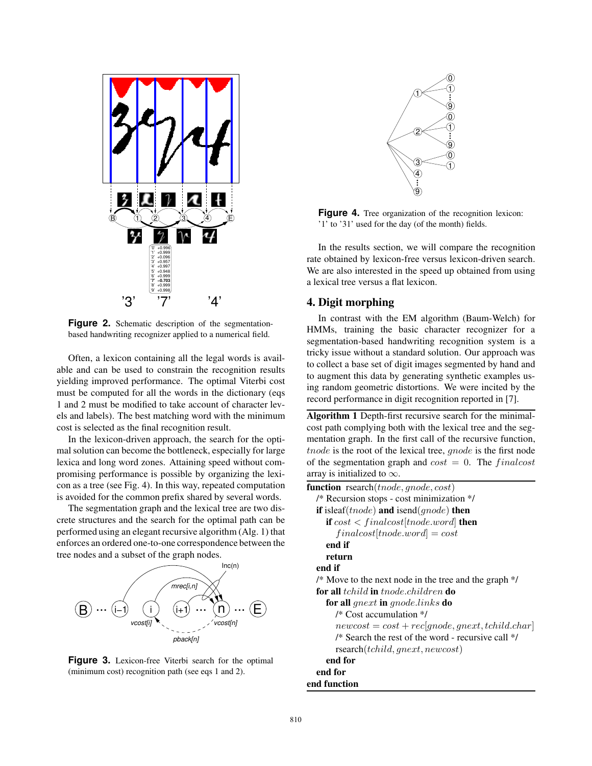Figure 2. Schematic description of the segmentation-based handwriting recognizer applied to a numerical field.

Often, a lexicon containing all the legal words is available and can be used to constrain the recognition results yielding improved performance. The optimal Viterbi cost must be computed for all the words in the dictionary (eqs 1 and 2 must be modified to take account of character levels and labels). The best matching word with the minimum cost is selected as the final recognition result.

In the lexicon-driven approach, the search for the optimal solution can become the bottleneck, especially for large lexica and long word zones. Attaining speed without compromising performance is possible by organizing the lexicon as a tree (see Fig. 4). In this way, repeated computation is avoided for the common prefix shared by several words.

The segmentation graph and the lexical tree are two discrete structures and the search for the optimal path can be performed using an elegant recursive algorithm (Alg. 1) that enforces an ordered one-to-one correspondence between the tree nodes and a subset of the graph nodes.

Figure 3. Lexicon-free Viterbi search for the optimal (minimum cost) recognition path (see eqs 1 and 2).

Figure 4. Tree organization of the recognition lexicon: '1' to '31' used for the day (of the month) fields.

In the results section, we will compare the recognition rate obtained by lexicon-free versus lexicon-driven search. We are also interested in the speed up obtained from using a lexical tree versus a flat lexicon.

## 4. Digit morphing

In contrast with the EM algorithm (Baum-Welch) for HMMs, training the basic character recognizer for a segmentation-based handwriting recognition system is a tricky issue without a standard solution. Our approach was to collect a base set of digit images segmented by hand and to augment this data by generating synthetic examples using random geometric distortions. We were incited by the record performance in digit recognition reported in [7].

**Algorithm 1** Depth-first recursive search for the minimal-cost path complying both with the lexical tree and the segmentation graph. In the first call of the recursive function, $tnode$ is the root of the lexical tree, $gnode$ is the first node of the segmentation graph and $cost = 0$. The $finalcost$ array is initialized to $\infty$.

```
function rsearch(tnode, gnode, cost)
  /* Recursion stops - cost minimization */
  if isleaf(tnode) and isend(gnode) then
    if cost < finalcost[tnode.word] then
      finalcost[tnode.word] = cost
    end if
    return
  end if
  /* Move to the next node in the tree and the graph */
  for all tchild in tnode.children do
    for all gnext in gnode.links do
      /* Cost accumulation */
      newcost = cost + rec[gnode, gnext, tchild.char]
      /* Search the rest of the word - recursive call */
      rsearch(tchild, gnext, newcost)
    end for
  end for
end function
```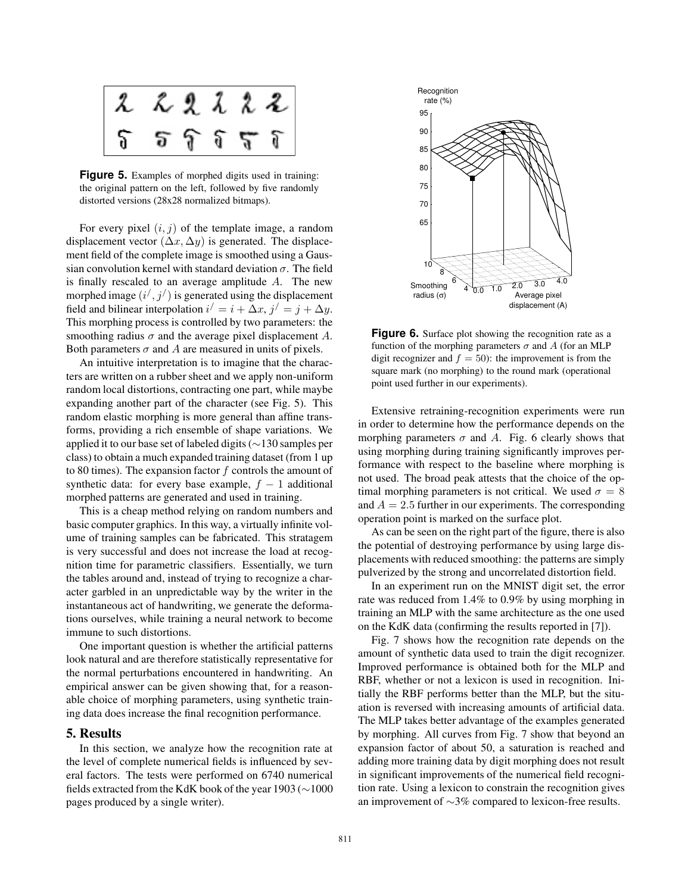**Figure 5.** Examples of morphed digits used in training: the original pattern on the left, followed by five randomly distorted versions (28x28 normalized bitmaps).

For every pixel $(i, j)$ of the template image, a random displacement vector $(\Delta x, \Delta y)$ is generated. The displacement field of the complete image is smoothed using a Gaussian convolution kernel with standard deviation $\sigma$. The field is finally rescaled to an average amplitude $A$. The new morphed image $(i', j')$ is generated using the displacement field and bilinear interpolation $i' = i + \Delta x$, $j' = j + \Delta y$. This morphing process is controlled by two parameters: the smoothing radius $\sigma$ and the average pixel displacement $A$. Both parameters $\sigma$ and $A$ are measured in units of pixels.

An intuitive interpretation is to imagine that the characters are written on a rubber sheet and we apply non-uniform random local distortions, contracting one part, while maybe expanding another part of the character (see Fig. 5). This random elastic morphing is more general than affine transforms, providing a rich ensemble of shape variations. We applied it to our base set of labeled digits (~130 samples per class) to obtain a much expanded training dataset (from 1 up to 80 times). The expansion factor $f$ controls the amount of synthetic data: for every base example, $f - 1$ additional morphed patterns are generated and used in training.

This is a cheap method relying on random numbers and basic computer graphics. In this way, a virtually infinite volume of training samples can be fabricated. This stratagem is very successful and does not increase the load at recognition time for parametric classifiers. Essentially, we turn the tables around and, instead of trying to recognize a character garbled in an unpredictable way by the writer in the instantaneous act of handwriting, we generate the deformations ourselves, while training a neural network to become immune to such distortions.

One important question is whether the artificial patterns look natural and are therefore statistically representative for the normal perturbations encountered in handwriting. An empirical answer can be given showing that, for a reasonable choice of morphing parameters, using synthetic training data does increase the final recognition performance.

## 5. Results

In this section, we analyze how the recognition rate at the level of complete numerical fields is influenced by several factors. The tests were performed on 6740 numerical fields extracted from the KdK book of the year 1903 (~1000 pages produced by a single writer).

**Figure 6.** Surface plot showing the recognition rate as a function of the morphing parameters $\sigma$ and $A$ (for an MLP digit recognizer and $f = 50$): the improvement is from the square mark (no morphing) to the round mark (operational point used further in our experiments).

Extensive retraining-recognition experiments were run in order to determine how the performance depends on the morphing parameters $\sigma$ and $A$. Fig. 6 clearly shows that using morphing during training significantly improves performance with respect to the baseline where morphing is not used. The broad peak attests that the choice of the optimal morphing parameters is not critical. We used $\sigma = 8$ and $A = 2.5$ further in our experiments. The corresponding operation point is marked on the surface plot.

As can be seen on the right part of the figure, there is also the potential of destroying performance by using large displacements with reduced smoothing: the patterns are simply pulverized by the strong and uncorrelated distortion field.

In an experiment run on the MNIST digit set, the error rate was reduced from 1.4% to 0.9% by using morphing in training an MLP with the same architecture as the one used on the KdK data (confirming the results reported in [7]).

Fig. 7 shows how the recognition rate depends on the amount of synthetic data used to train the digit recognizer. Improved performance is obtained both for the MLP and RBF, whether or not a lexicon is used in recognition. Initially the RBF performs better than the MLP, but the situation is reversed with increasing amounts of artificial data. The MLP takes better advantage of the examples generated by morphing. All curves from Fig. 7 show that beyond an expansion factor of about 50, a saturation is reached and adding more training data by digit morphing does not result in significant improvements of the numerical field recognition rate. Using a lexicon to constrain the recognition gives an improvement of ~3% compared to lexicon-free results.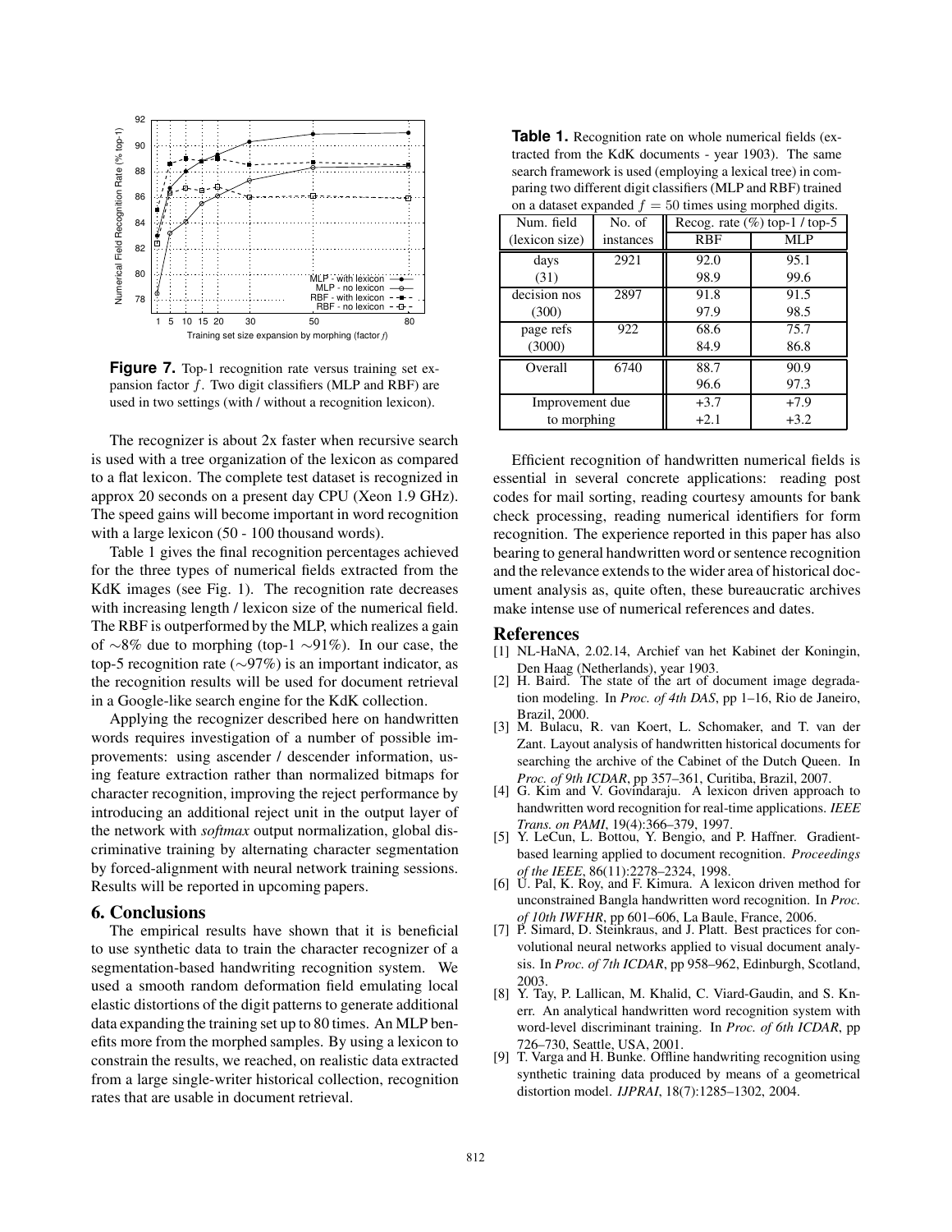92
90
88
86
84
82
80
78

Numerical Field Recognition Rate (% top-1)

1 5 10 15 20 30 50 80

Training set size expansion by morphing (factor $f$)

MLP - with lexicon
MLP - no lexicon
RBF - with lexicon
RBF - no lexicon

**Figure 7.** Top-1 recognition rate versus training set expansion factor $f$. Two digit classifiers (MLP and RBF) are used in two settings (with / without a recognition lexicon).

The recognizer is about 2x faster when recursive search is used with a tree organization of the lexicon as compared to a flat lexicon. The complete test dataset is recognized in approx 20 seconds on a present day CPU (Xeon 1.9 GHz). The speed gains will become important in word recognition with a large lexicon (50 - 100 thousand words).

Table 1 gives the final recognition percentages achieved for the three types of numerical fields extracted from the KdK images (see Fig. 1). The recognition rate decreases with increasing length / lexicon size of the numerical field. The RBF is outperformed by the MLP, which realizes a gain of $\sim$8% due to morphing (top-1 $\sim$91%). In our case, the top-5 recognition rate ($\sim$97%) is an important indicator, as the recognition results will be used for document retrieval in a Google-like search engine for the KdK collection.

Applying the recognizer described here on handwritten words requires investigation of a number of possible improvements: using ascender / descender information, using feature extraction rather than normalized bitmaps for character recognition, improving the reject performance by introducing an additional reject unit in the output layer of the network with *softmax* output normalization, global discriminative training by alternating character segmentation by forced-alignment with neural network training sessions. Results will be reported in upcoming papers.

## 6. Conclusions

The empirical results have shown that it is beneficial to use synthetic data to train the character recognizer of a segmentation-based handwriting recognition system. We used a smooth random deformation field emulating local elastic distortions of the digit patterns to generate additional data expanding the training set up to 80 times. An MLP benefits more from the morphed samples. By using a lexicon to constrain the results, we reached, on realistic data extracted from a large single-writer historical collection, recognition rates that are usable in document retrieval.

**Table 1.** Recognition rate on whole numerical fields (extracted from the KdK documents - year 1903). The same search framework is used (employing a lexical tree) in comparing two different digit classifiers (MLP and RBF) trained on a dataset expanded $f = 50$ times using morphed digits.

| Num. field (lexicon size) | No. of instances | Recog. rate (%) top-1 / top-5 RBF | Recog. rate (%) top-1 / top-5 MLP |
|---|---|---|---|
| days | 2921 | 92.0 | 95.1 |
| (31) | | 98.9 | 99.6 |
| decision nos | 2897 | 91.8 | 91.5 |
| (300) | | 97.9 | 98.5 |
| page refs | 922 | 68.6 | 75.7 |
| (3000) | | 84.9 | 86.8 |
| Overall | 6740 | 88.7 | 90.9 |
| | | 96.6 | 97.3 |
| Improvement due | | +3.7 | +7.9 |
| to morphing | | +2.1 | +3.2 |

Efficient recognition of handwritten numerical fields is essential in several concrete applications: reading post codes for mail sorting, reading courtesy amounts for bank check processing, reading numerical identifiers for form recognition. The experience reported in this paper has also bearing to general handwritten word or sentence recognition and the relevance extends to the wider area of historical document analysis as, quite often, these bureaucratic archives make intense use of numerical references and dates.

## References

[1] NL-HaNA, 2.02.14, Archief van het Kabinet der Koningin, Den Haag (Netherlands), year 1903.

[2] H. Baird. The state of the art of document image degradation modeling. In *Proc. of 4th DAS*, pp 1–16, Rio de Janeiro, Brazil, 2000.

[3] M. Bulacu, R. van Koert, L. Schomaker, and T. van der Zant. Layout analysis of handwritten historical documents for searching the archive of the Cabinet of the Dutch Queen. In *Proc. of 9th ICDAR*, pp 357–361, Curitiba, Brazil, 2007.

[4] G. Kim and V. Govindaraju. A lexicon driven approach to handwritten word recognition for real-time applications. *IEEE Trans. on PAMI*, 19(4):366–379, 1997.

[5] Y. LeCun, L. Bottou, Y. Bengio, and P. Haffner. Gradient-based learning applied to document recognition. *Proceedings of the IEEE*, 86(11):2278–2324, 1998.

[6] U. Pal, K. Roy, and F. Kimura. A lexicon driven method for unconstrained Bangla handwritten word recognition. In *Proc. of 10th IWFHR*, pp 601–606, La Baule, France, 2006.

[7] P. Simard, D. Steinkraus, and J. Platt. Best practices for convolutional neural networks applied to visual document analysis. In *Proc. of 7th ICDAR*, pp 958–962, Edinburgh, Scotland, 2003.

[8] Y. Tay, P. Lallican, M. Khalid, C. Viard-Gaudin, and S. Knerr. An analytical handwritten word recognition system with word-level discriminant training. In *Proc. of 6th ICDAR*, pp 726–730, Seattle, USA, 2001.

[9] T. Varga and H. Bunke. Offline handwriting recognition using synthetic training data produced by means of a geometrical distortion model. *IJPRAI*, 18(7):1285–1302, 2004.